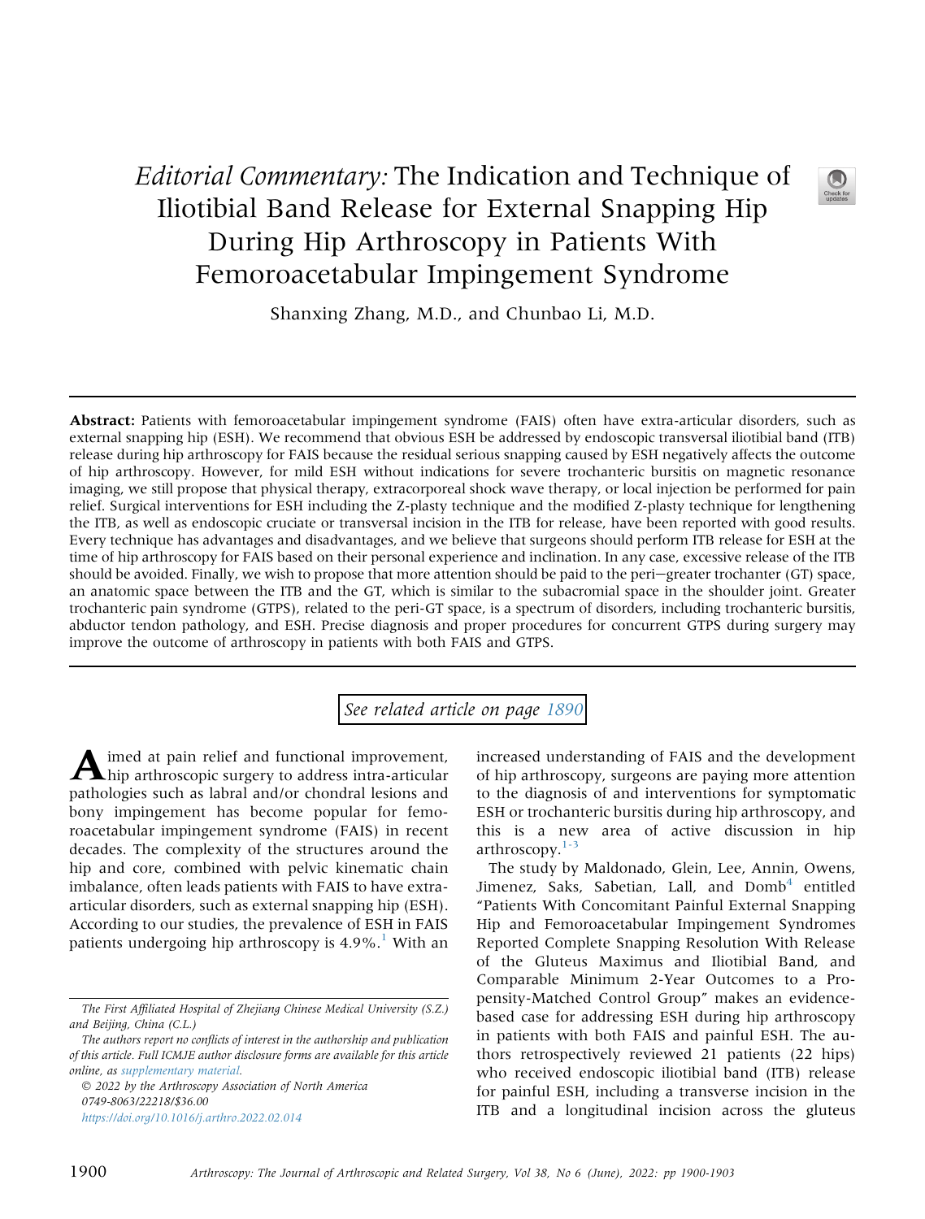# *Editorial Commentary:* The Indication and Technique of Iliotibial Band Release for External Snapping Hip During Hip Arthroscopy in Patients With Femoroacetabular Impingement Syndrome

Shanxing Zhang, M.D., and Chunbao Li, M.D.

**Abstract:** Patients with femoroacetabular impingement syndrome (FAIS) often have extra-articular disorders, such as external snapping hip (ESH). We recommend that obvious ESH be addressed by endoscopic transversal iliotibial band (ITB) release during hip arthroscopy for FAIS because the residual serious snapping caused by ESH negatively affects the outcome of hip arthroscopy. However, for mild ESH without indications for severe trochanteric bursitis on magnetic resonance imaging, we still propose that physical therapy, extracorporeal shock wave therapy, or local injection be performed for pain relief. Surgical interventions for ESH including the Z-plasty technique and the modified Z-plasty technique for lengthening the ITB, as well as endoscopic cruciate or transversal incision in the ITB for release, have been reported with good results. Every technique has advantages and disadvantages, and we believe that surgeons should perform ITB release for ESH at the time of hip arthroscopy for FAIS based on their personal experience and inclination. In any case, excessive release of the ITB should be avoided. Finally, we wish to propose that more attention should be paid to the peri–greater trochanter (GT) space, an anatomic space between the ITB and the GT, which is similar to the subacromial space in the shoulder joint. Greater trochanteric pain syndrome (GTPS), related to the peri-GT space, is a spectrum of disorders, including trochanteric bursitis, abductor tendon pathology, and ESH. Precise diagnosis and proper procedures for concurrent GTPS during surgery may improve the outcome of arthroscopy in patients with both FAIS and GTPS.

*See related article on page 1890*

Aimed at pain relief and functional improvement, hip arthroscopic surgery to address intra-articular pathologies such as labral and/or chondral lesions and bony impingement has become popular for femoroacetabular impingement syndrome (FAIS) in recent decades. The complexity of the structures around the hip and core, combined with pelvic kinematic chain imbalance, often leads patients with FAIS to have extra-articular disorders, such as external snapping hip (ESH). According to our studies, the prevalence of ESH in FAIS patients undergoing hip arthroscopy is 4.9%.[1] With an increased understanding of FAIS and the development of hip arthroscopy, surgeons are paying more attention to the diagnosis of and interventions for symptomatic ESH or trochanteric bursitis during hip arthroscopy, and this is a new area of active discussion in hip arthroscopy.[1-3]

The study by Maldonado, Glein, Lee, Annin, Owens, Jimenez, Saks, Sabetian, Lall, and Domb[4] entitled "Patients With Concomitant Painful External Snapping Hip and Femoroacetabular Impingement Syndromes Reported Complete Snapping Resolution With Release of the Gluteus Maximus and Iliotibial Band, and Comparable Minimum 2-Year Outcomes to a Propensity-Matched Control Group" makes an evidence-based case for addressing ESH during hip arthroscopy in patients with both FAIS and painful ESH. The authors retrospectively reviewed 21 patients (22 hips) who received endoscopic iliotibial band (ITB) release for painful ESH, including a transverse incision in the ITB and a longitudinal incision across the gluteus

*The First Affiliated Hospital of Zhejiang Chinese Medical University (S.Z.) and Beijing, China (C.L.)*

*The authors report no conflicts of interest in the authorship and publication of this article. Full ICMJE author disclosure forms are available for this article online, as supplementary material.*

© 2022 by the Arthroscopy Association of North America
0749-8063/22218/$36.00
https://doi.org/10.1016/j.arthro.2022.02.014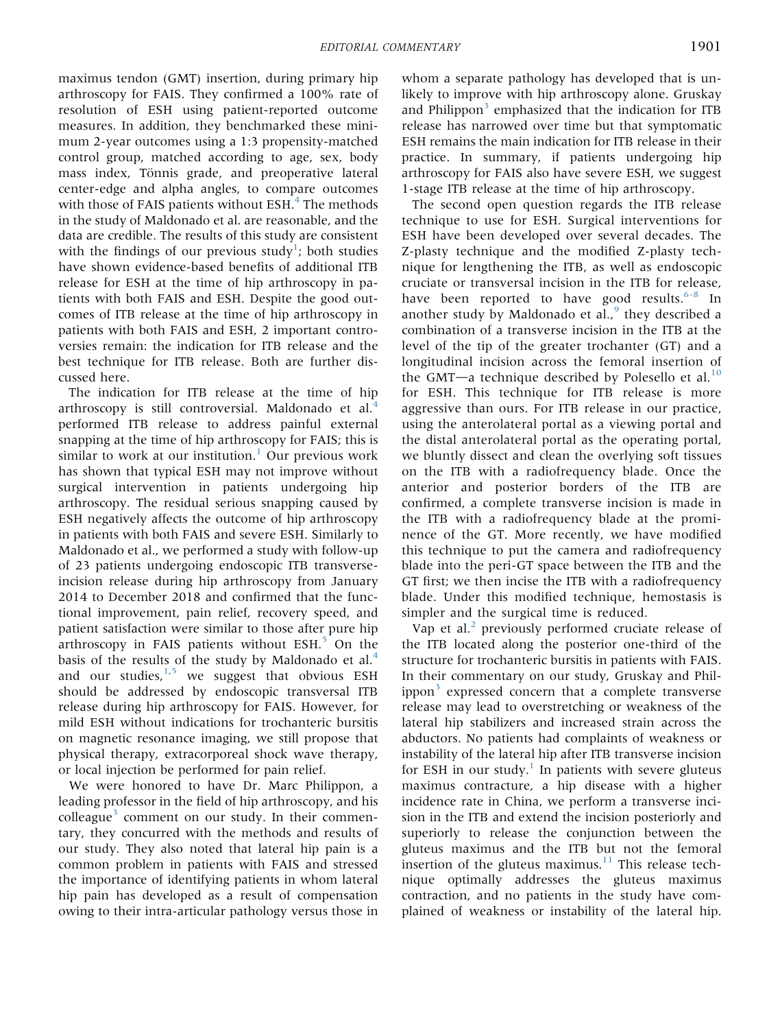maximus tendon (GMT) insertion, during primary hip arthroscopy for FAIS. They confirmed a 100% rate of resolution of ESH using patient-reported outcome measures. In addition, they benchmarked these minimum 2-year outcomes using a 1:3 propensity-matched control group, matched according to age, sex, body mass index, Tönnis grade, and preoperative lateral center-edge and alpha angles, to compare outcomes with those of FAIS patients without ESH.[4] The methods in the study of Maldonado et al. are reasonable, and the data are credible. The results of this study are consistent with the findings of our previous study[1]; both studies have shown evidence-based benefits of additional ITB release for ESH at the time of hip arthroscopy in patients with both FAIS and ESH. Despite the good outcomes of ITB release at the time of hip arthroscopy in patients with both FAIS and ESH, 2 important controversies remain: the indication for ITB release and the best technique for ITB release. Both are further discussed here.

The indication for ITB release at the time of hip arthroscopy is still controversial. Maldonado et al.[4] performed ITB release to address painful external snapping at the time of hip arthroscopy for FAIS; this is similar to work at our institution.[1] Our previous work has shown that typical ESH may not improve without surgical intervention in patients undergoing hip arthroscopy. The residual serious snapping caused by ESH negatively affects the outcome of hip arthroscopy in patients with both FAIS and severe ESH. Similarly to Maldonado et al., we performed a study with follow-up of 23 patients undergoing endoscopic ITB transverse-incision release during hip arthroscopy from January 2014 to December 2018 and confirmed that the functional improvement, pain relief, recovery speed, and patient satisfaction were similar to those after pure hip arthroscopy in FAIS patients without ESH.[5] On the basis of the results of the study by Maldonado et al.[4] and our studies,[1,5] we suggest that obvious ESH should be addressed by endoscopic transversal ITB release during hip arthroscopy for FAIS. However, for mild ESH without indications for trochanteric bursitis on magnetic resonance imaging, we still propose that physical therapy, extracorporeal shock wave therapy, or local injection be performed for pain relief.

We were honored to have Dr. Marc Philippon, a leading professor in the field of hip arthroscopy, and his colleague[3] comment on our study. In their commentary, they concurred with the methods and results of our study. They also noted that lateral hip pain is a common problem in patients with FAIS and stressed the importance of identifying patients in whom lateral hip pain has developed as a result of compensation owing to their intra-articular pathology versus those in whom a separate pathology has developed that is unlikely to improve with hip arthroscopy alone. Gruskay and Philippon[3] emphasized that the indication for ITB release has narrowed over time but that symptomatic ESH remains the main indication for ITB release in their practice. In summary, if patients undergoing hip arthroscopy for FAIS also have severe ESH, we suggest 1-stage ITB release at the time of hip arthroscopy.

The second open question regards the ITB release technique to use for ESH. Surgical interventions for ESH have been developed over several decades. The Z-plasty technique and the modified Z-plasty technique for lengthening the ITB, as well as endoscopic cruciate or transversal incision in the ITB for release, have been reported to have good results.[6-8] In another study by Maldonado et al.,[9] they described a combination of a transverse incision in the ITB at the level of the tip of the greater trochanter (GT) and a longitudinal incision across the femoral insertion of the GMT—a technique described by Polesello et al.[10] for ESH. This technique for ITB release is more aggressive than ours. For ITB release in our practice, using the anterolateral portal as a viewing portal and the distal anterolateral portal as the operating portal, we bluntly dissect and clean the overlying soft tissues on the ITB with a radiofrequency blade. Once the anterior and posterior borders of the ITB are confirmed, a complete transverse incision is made in the ITB with a radiofrequency blade at the prominence of the GT. More recently, we have modified this technique to put the camera and radiofrequency blade into the peri-GT space between the ITB and the GT first; we then incise the ITB with a radiofrequency blade. Under this modified technique, hemostasis is simpler and the surgical time is reduced.

Vap et al.[2] previously performed cruciate release of the ITB located along the posterior one-third of the structure for trochanteric bursitis in patients with FAIS. In their commentary on our study, Gruskay and Philippon[3] expressed concern that a complete transverse release may lead to overstretching or weakness of the lateral hip stabilizers and increased strain across the abductors. No patients had complaints of weakness or instability of the lateral hip after ITB transverse incision for ESH in our study.[1] In patients with severe gluteus maximus contracture, a hip disease with a higher incidence rate in China, we perform a transverse incision in the ITB and extend the incision posteriorly and superiorly to release the conjunction between the gluteus maximus and the ITB but not the femoral insertion of the gluteus maximus.[11] This release technique optimally addresses the gluteus maximus contraction, and no patients in the study have complained of weakness or instability of the lateral hip.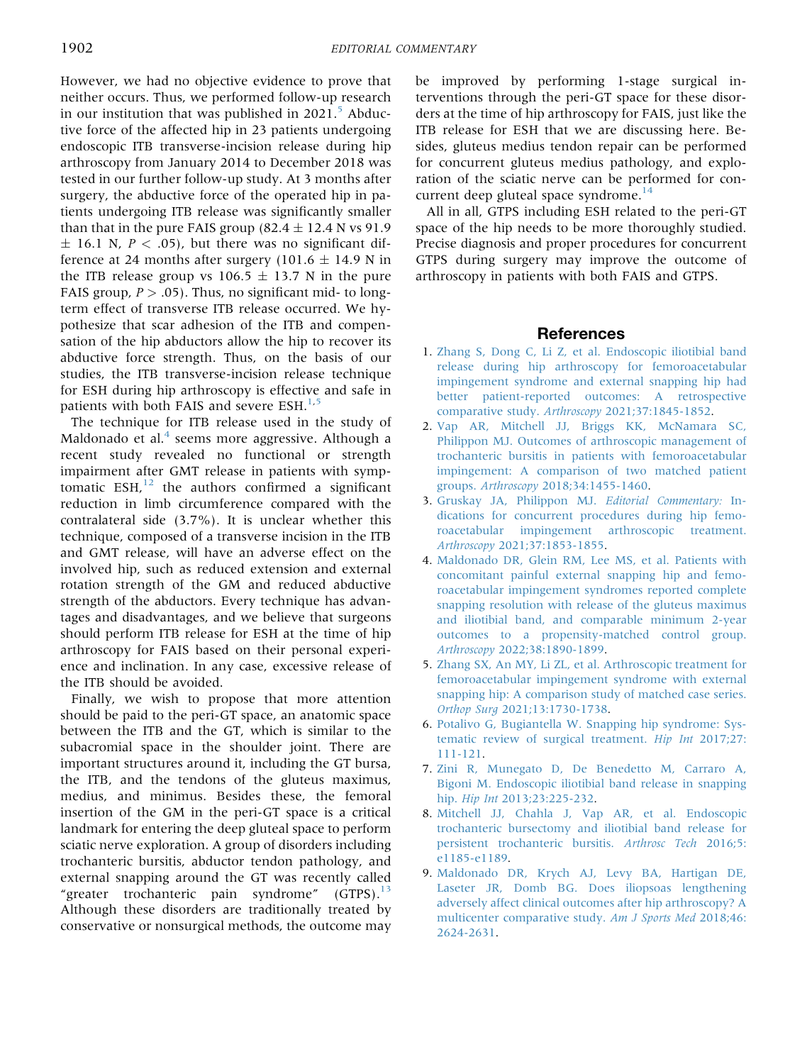However, we had no objective evidence to prove that neither occurs. Thus, we performed follow-up research in our institution that was published in 2021.[5] Abductive force of the affected hip in 23 patients undergoing endoscopic ITB transverse-incision release during hip arthroscopy from January 2014 to December 2018 was tested in our further follow-up study. At 3 months after surgery, the abductive force of the operated hip in patients undergoing ITB release was significantly smaller than that in the pure FAIS group (82.4 ± 12.4 N vs 91.9 ± 16.1 N, $P < .05$), but there was no significant difference at 24 months after surgery (101.6 ± 14.9 N in the ITB release group vs 106.5 ± 13.7 N in the pure FAIS group, $P > .05$). Thus, no significant mid- to long-term effect of transverse ITB release occurred. We hypothesize that scar adhesion of the ITB and compensation of the hip abductors allow the hip to recover its abductive force strength. Thus, on the basis of our studies, the ITB transverse-incision release technique for ESH during hip arthroscopy is effective and safe in patients with both FAIS and severe ESH.[1,5]

The technique for ITB release used in the study of Maldonado et al.[4] seems more aggressive. Although a recent study revealed no functional or strength impairment after GMT release in patients with symptomatic ESH,[12] the authors confirmed a significant reduction in limb circumference compared with the contralateral side (3.7%). It is unclear whether this technique, composed of a transverse incision in the ITB and GMT release, will have an adverse effect on the involved hip, such as reduced extension and external rotation strength of the GM and reduced abductive strength of the abductors. Every technique has advantages and disadvantages, and we believe that surgeons should perform ITB release for ESH at the time of hip arthroscopy for FAIS based on their personal experience and inclination. In any case, excessive release of the ITB should be avoided.

Finally, we wish to propose that more attention should be paid to the peri-GT space, an anatomic space between the ITB and the GT, which is similar to the subacromial space in the shoulder joint. There are important structures around it, including the GT bursa, the ITB, and the tendons of the gluteus maximus, medius, and minimus. Besides these, the femoral insertion of the GM in the peri-GT space is a critical landmark for entering the deep gluteal space to perform sciatic nerve exploration. A group of disorders including trochanteric bursitis, abductor tendon pathology, and external snapping around the GT was recently called "greater trochanteric pain syndrome" (GTPS).[13] Although these disorders are traditionally treated by conservative or nonsurgical methods, the outcome may be improved by performing 1-stage surgical interventions through the peri-GT space for these disorders at the time of hip arthroscopy for FAIS, just like the ITB release for ESH that we are discussing here. Besides, gluteus medius tendon repair can be performed for concurrent gluteus medius pathology, and exploration of the sciatic nerve can be performed for concurrent deep gluteal space syndrome.[14]

All in all, GTPS including ESH related to the peri-GT space of the hip needs to be more thoroughly studied. Precise diagnosis and proper procedures for concurrent GTPS during surgery may improve the outcome of arthroscopy in patients with both FAIS and GTPS.

## References

1. Zhang S, Dong C, Li Z, et al. Endoscopic iliotibial band release during hip arthroscopy for femoroacetabular impingement syndrome and external snapping hip had better patient-reported outcomes: A retrospective comparative study. *Arthroscopy* 2021;37:1845-1852.
2. Vap AR, Mitchell JJ, Briggs KK, McNamara SC, Philippon MJ. Outcomes of arthroscopic management of trochanteric bursitis in patients with femoroacetabular impingement: A comparison of two matched patient groups. *Arthroscopy* 2018;34:1455-1460.
3. Gruskay JA, Philippon MJ. *Editorial Commentary:* Indications for concurrent procedures during hip femoroacetabular impingement arthroscopic treatment. *Arthroscopy* 2021;37:1853-1855.
4. Maldonado DR, Glein RM, Lee MS, et al. Patients with concomitant painful external snapping hip and femoroacetabular impingement syndromes reported complete snapping resolution with release of the gluteus maximus and iliotibial band, and comparable minimum 2-year outcomes to a propensity-matched control group. *Arthroscopy* 2022;38:1890-1899.
5. Zhang SX, An MY, Li ZL, et al. Arthroscopic treatment for femoroacetabular impingement syndrome with external snapping hip: A comparison study of matched case series. *Orthop Surg* 2021;13:1730-1738.
6. Potalivo G, Bugiantella W. Snapping hip syndrome: Systematic review of surgical treatment. *Hip Int* 2017;27: 111-121.
7. Zini R, Munegato D, De Benedetto M, Carraro A, Bigoni M. Endoscopic iliotibial band release in snapping hip. *Hip Int* 2013;23:225-232.
8. Mitchell JJ, Chahla J, Vap AR, et al. Endoscopic trochanteric bursectomy and iliotibial band release for persistent trochanteric bursitis. *Arthrosc Tech* 2016;5: e1185-e1189.
9. Maldonado DR, Krych AJ, Levy BA, Hartigan DE, Laseter JR, Domb BG. Does iliopsoas lengthening adversely affect clinical outcomes after hip arthroscopy? A multicenter comparative study. *Am J Sports Med* 2018;46: 2624-2631.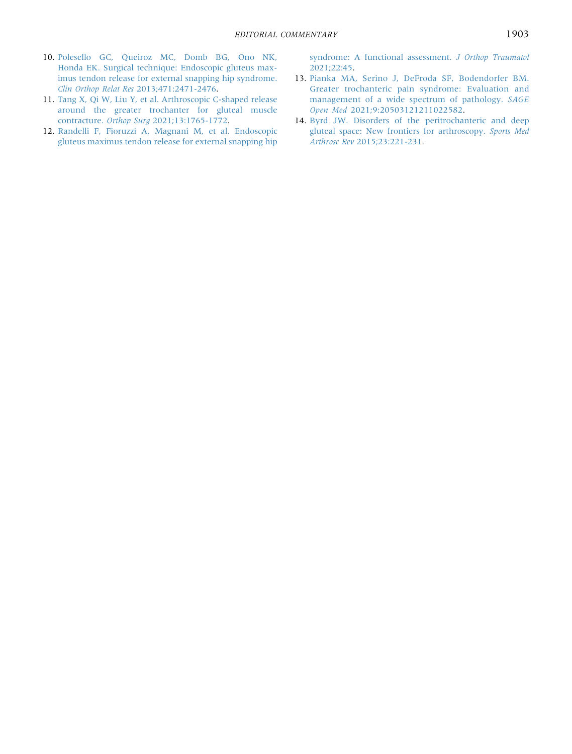10. Polesello GC, Queiroz MC, Domb BG, Ono NK, Honda EK. Surgical technique: Endoscopic gluteus maximus tendon release for external snapping hip syndrome. *Clin Orthop Relat Res* 2013;471:2471-2476.
11. Tang X, Qi W, Liu Y, et al. Arthroscopic C-shaped release around the greater trochanter for gluteal muscle contracture. *Orthop Surg* 2021;13:1765-1772.
12. Randelli F, Fioruzzi A, Magnani M, et al. Endoscopic gluteus maximus tendon release for external snapping hip syndrome: A functional assessment. *J Orthop Traumatol* 2021;22:45.
13. Pianka MA, Serino J, DeFroda SF, Bodendorfer BM. Greater trochanteric pain syndrome: Evaluation and management of a wide spectrum of pathology. *SAGE Open Med* 2021;9:20503121211022582.
14. Byrd JW. Disorders of the peritrochanteric and deep gluteal space: New frontiers for arthroscopy. *Sports Med Arthrosc Rev* 2015;23:221-231.